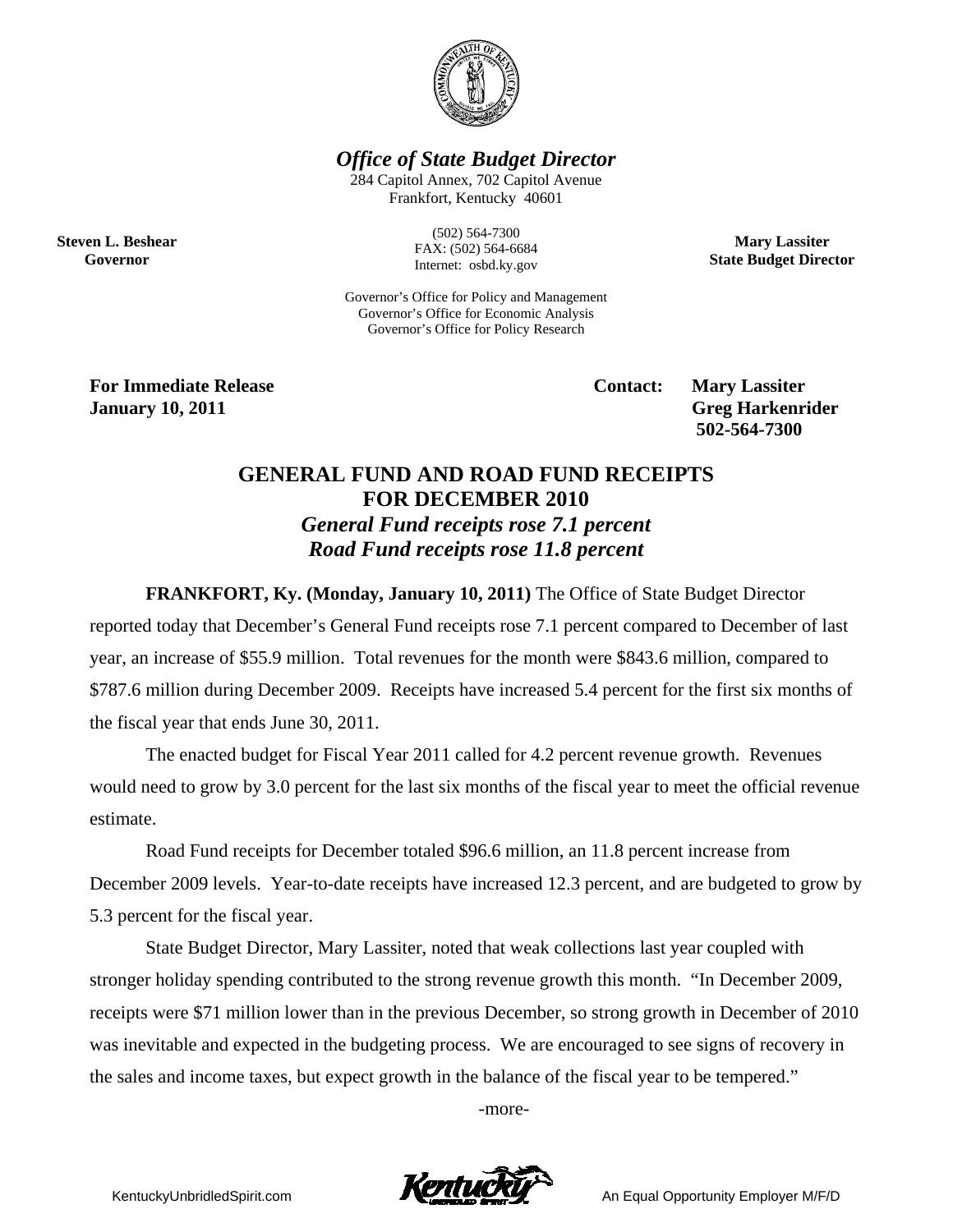*Office of State Budget Director*

284 Capitol Annex, 702 Capitol Avenue
Frankfort, Kentucky 40601

(502) 564-7300
FAX: (502) 564-6684
Internet: osbd.ky.gov

Governor's Office for Policy and Management
Governor's Office for Economic Analysis
Governor's Office for Policy Research

**Steven L. Beshear**
**Governor**

**Mary Lassiter**
**State Budget Director**

**For Immediate Release**
**January 10, 2011**

**Contact: Mary Lassiter**
**Greg Harkenrider**
**502-564-7300**

# GENERAL FUND AND ROAD FUND RECEIPTS FOR DECEMBER 2010

***General Fund receipts rose 7.1 percent***
***Road Fund receipts rose 11.8 percent***

**FRANKFORT, Ky. (Monday, January 10, 2011)** The Office of State Budget Director reported today that December's General Fund receipts rose 7.1 percent compared to December of last year, an increase of $55.9 million. Total revenues for the month were $843.6 million, compared to $787.6 million during December 2009. Receipts have increased 5.4 percent for the first six months of the fiscal year that ends June 30, 2011.

The enacted budget for Fiscal Year 2011 called for 4.2 percent revenue growth. Revenues would need to grow by 3.0 percent for the last six months of the fiscal year to meet the official revenue estimate.

Road Fund receipts for December totaled $96.6 million, an 11.8 percent increase from December 2009 levels. Year-to-date receipts have increased 12.3 percent, and are budgeted to grow by 5.3 percent for the fiscal year.

State Budget Director, Mary Lassiter, noted that weak collections last year coupled with stronger holiday spending contributed to the strong revenue growth this month. "In December 2009, receipts were $71 million lower than in the previous December, so strong growth in December of 2010 was inevitable and expected in the budgeting process. We are encouraged to see signs of recovery in the sales and income taxes, but expect growth in the balance of the fiscal year to be tempered."

-more-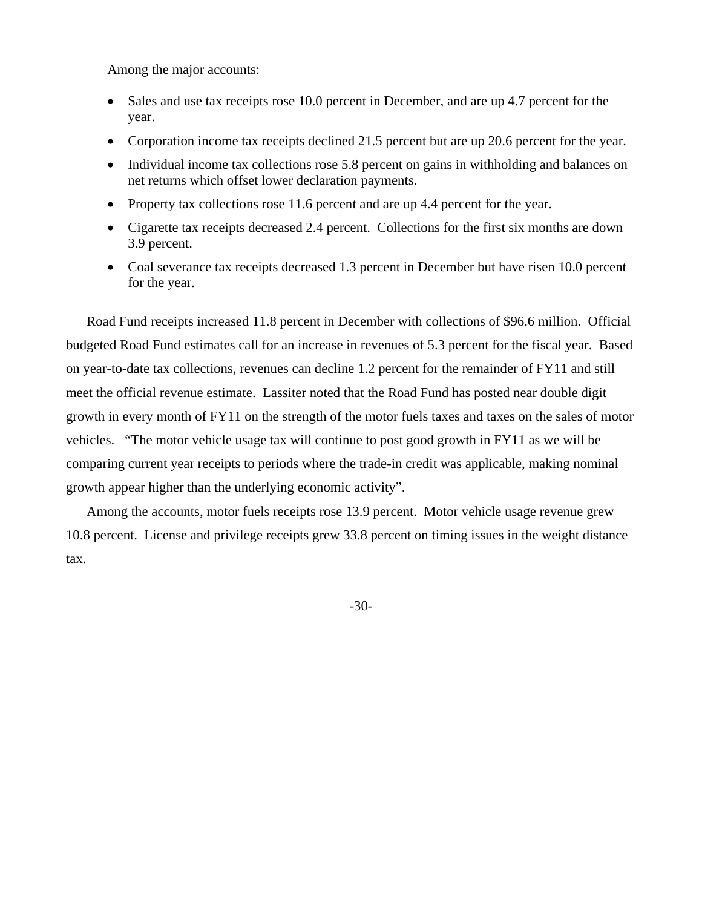Among the major accounts:

- Sales and use tax receipts rose 10.0 percent in December, and are up 4.7 percent for the year.
- Corporation income tax receipts declined 21.5 percent but are up 20.6 percent for the year.
- Individual income tax collections rose 5.8 percent on gains in withholding and balances on net returns which offset lower declaration payments.
- Property tax collections rose 11.6 percent and are up 4.4 percent for the year.
- Cigarette tax receipts decreased 2.4 percent. Collections for the first six months are down 3.9 percent.
- Coal severance tax receipts decreased 1.3 percent in December but have risen 10.0 percent for the year.

Road Fund receipts increased 11.8 percent in December with collections of $96.6 million. Official budgeted Road Fund estimates call for an increase in revenues of 5.3 percent for the fiscal year. Based on year-to-date tax collections, revenues can decline 1.2 percent for the remainder of FY11 and still meet the official revenue estimate. Lassiter noted that the Road Fund has posted near double digit growth in every month of FY11 on the strength of the motor fuels taxes and taxes on the sales of motor vehicles. "The motor vehicle usage tax will continue to post good growth in FY11 as we will be comparing current year receipts to periods where the trade-in credit was applicable, making nominal growth appear higher than the underlying economic activity".

Among the accounts, motor fuels receipts rose 13.9 percent. Motor vehicle usage revenue grew 10.8 percent. License and privilege receipts grew 33.8 percent on timing issues in the weight distance tax.

-30-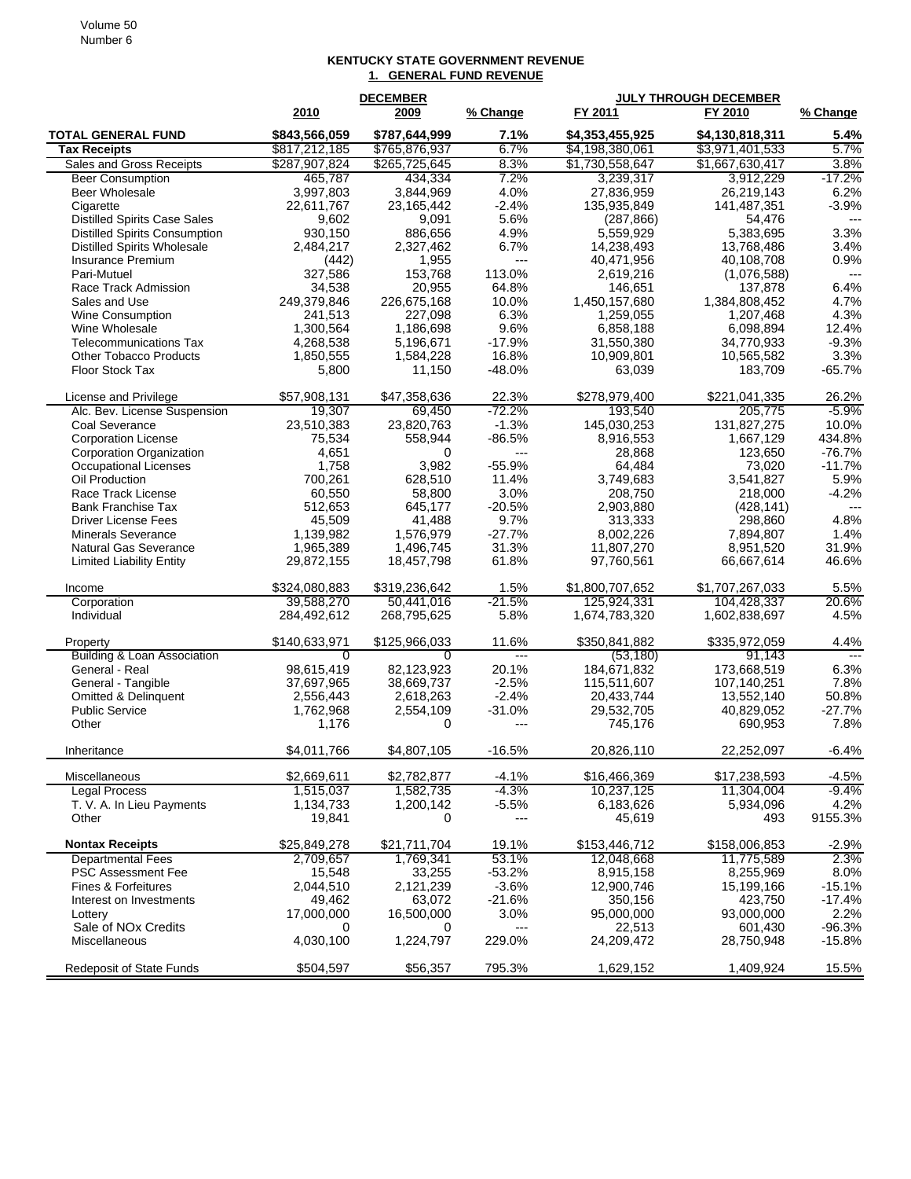**KENTUCKY STATE GOVERNMENT REVENUE**

**1. GENERAL FUND REVENUE**

| | DECEMBER | | | JULY THROUGH DECEMBER | | |
|---|---|---|---|---|---|---|
| | 2010 | 2009 | % Change | FY 2011 | FY 2010 | % Change |
| **TOTAL GENERAL FUND** | **$843,566,059** | **$787,644,999** | **7.1%** | **$4,353,455,925** | **$4,130,818,311** | **5.4%** |
| **Tax Receipts** | $817,212,185 | $765,876,937 | 6.7% | $4,198,380,061 | $3,971,401,533 | 5.7% |
| Sales and Gross Receipts | $287,907,824 | $265,725,645 | 8.3% | $1,730,558,647 | $1,667,630,417 | 3.8% |
| Beer Consumption | 465,787 | 434,334 | 7.2% | 3,239,317 | 3,912,229 | -17.2% |
| Beer Wholesale | 3,997,803 | 3,844,969 | 4.0% | 27,836,959 | 26,219,143 | 6.2% |
| Cigarette | 22,611,767 | 23,165,442 | -2.4% | 135,935,849 | 141,487,351 | -3.9% |
| Distilled Spirits Case Sales | 9,602 | 9,091 | 5.6% | (287,866) | 54,476 | --- |
| Distilled Spirits Consumption | 930,150 | 886,656 | 4.9% | 5,559,929 | 5,383,695 | 3.3% |
| Distilled Spirits Wholesale | 2,484,217 | 2,327,462 | 6.7% | 14,238,493 | 13,768,486 | 3.4% |
| Insurance Premium | (442) | 1,955 | --- | 40,471,956 | 40,108,708 | 0.9% |
| Pari-Mutuel | 327,586 | 153,768 | 113.0% | 2,619,216 | (1,076,588) | --- |
| Race Track Admission | 34,538 | 20,955 | 64.8% | 146,651 | 137,878 | 6.4% |
| Sales and Use | 249,379,846 | 226,675,168 | 10.0% | 1,450,157,680 | 1,384,808,452 | 4.7% |
| Wine Consumption | 241,513 | 227,098 | 6.3% | 1,259,055 | 1,207,468 | 4.3% |
| Wine Wholesale | 1,300,564 | 1,186,698 | 9.6% | 6,858,188 | 6,098,894 | 12.4% |
| Telecommunications Tax | 4,268,538 | 5,196,671 | -17.9% | 31,550,380 | 34,770,933 | -9.3% |
| Other Tobacco Products | 1,850,555 | 1,584,228 | 16.8% | 10,909,801 | 10,565,582 | 3.3% |
| Floor Stock Tax | 5,800 | 11,150 | -48.0% | 63,039 | 183,709 | -65.7% |
| | | | | | | |
| License and Privilege | $57,908,131 | $47,358,636 | 22.3% | $278,979,400 | $221,041,335 | 26.2% |
| Alc. Bev. License Suspension | 19,307 | 69,450 | -72.2% | 193,540 | 205,775 | -5.9% |
| Coal Severance | 23,510,383 | 23,820,763 | -1.3% | 145,030,253 | 131,827,275 | 10.0% |
| Corporation License | 75,534 | 558,944 | -86.5% | 8,916,553 | 1,667,129 | 434.8% |
| Corporation Organization | 4,651 | 0 | --- | 28,868 | 123,650 | -76.7% |
| Occupational Licenses | 1,758 | 3,982 | -55.9% | 64,484 | 73,020 | -11.7% |
| Oil Production | 700,261 | 628,510 | 11.4% | 3,749,683 | 3,541,827 | 5.9% |
| Race Track License | 60,550 | 58,800 | 3.0% | 208,750 | 218,000 | -4.2% |
| Bank Franchise Tax | 512,653 | 645,177 | -20.5% | 2,903,880 | (428,141) | --- |
| Driver License Fees | 45,509 | 41,488 | 9.7% | 313,333 | 298,860 | 4.8% |
| Minerals Severance | 1,139,982 | 1,576,979 | -27.7% | 8,002,226 | 7,894,807 | 1.4% |
| Natural Gas Severance | 1,965,389 | 1,496,745 | 31.3% | 11,807,270 | 8,951,520 | 31.9% |
| Limited Liability Entity | 29,872,155 | 18,457,798 | 61.8% | 97,760,561 | 66,667,614 | 46.6% |
| | | | | | | |
| Income | $324,080,883 | $319,236,642 | 1.5% | $1,800,707,652 | $1,707,267,033 | 5.5% |
| Corporation | 39,588,270 | 50,441,016 | -21.5% | 125,924,331 | 104,428,337 | 20.6% |
| Individual | 284,492,612 | 268,795,625 | 5.8% | 1,674,783,320 | 1,602,838,697 | 4.5% |
| | | | | | | |
| Property | $140,633,971 | $125,966,033 | 11.6% | $350,841,882 | $335,972,059 | 4.4% |
| Building & Loan Association | 0 | 0 | --- | (53,180) | 91,143 | --- |
| General - Real | 98,615,419 | 82,123,923 | 20.1% | 184,671,832 | 173,668,519 | 6.3% |
| General - Tangible | 37,697,965 | 38,669,737 | -2.5% | 115,511,607 | 107,140,251 | 7.8% |
| Omitted & Delinquent | 2,556,443 | 2,618,263 | -2.4% | 20,433,744 | 13,552,140 | 50.8% |
| Public Service | 1,762,968 | 2,554,109 | -31.0% | 29,532,705 | 40,829,052 | -27.7% |
| Other | 1,176 | 0 | --- | 745,176 | 690,953 | 7.8% |
| | | | | | | |
| Inheritance | $4,011,766 | $4,807,105 | -16.5% | 20,826,110 | 22,252,097 | -6.4% |
| | | | | | | |
| Miscellaneous | $2,669,611 | $2,782,877 | -4.1% | $16,466,369 | $17,238,593 | -4.5% |
| Legal Process | 1,515,037 | 1,582,735 | -4.3% | 10,237,125 | 11,304,004 | -9.4% |
| T. V. A. In Lieu Payments | 1,134,733 | 1,200,142 | -5.5% | 6,183,626 | 5,934,096 | 4.2% |
| Other | 19,841 | 0 | --- | 45,619 | 493 | 9155.3% |
| | | | | | | |
| **Nontax Receipts** | $25,849,278 | $21,711,704 | 19.1% | $153,446,712 | $158,006,853 | -2.9% |
| Departmental Fees | 2,709,657 | 1,769,341 | 53.1% | 12,048,668 | 11,775,589 | 2.3% |
| PSC Assessment Fee | 15,548 | 33,255 | -53.2% | 8,915,158 | 8,255,969 | 8.0% |
| Fines & Forfeitures | 2,044,510 | 2,121,239 | -3.6% | 12,900,746 | 15,199,166 | -15.1% |
| Interest on Investments | 49,462 | 63,072 | -21.6% | 350,156 | 423,750 | -17.4% |
| Lottery | 17,000,000 | 16,500,000 | 3.0% | 95,000,000 | 93,000,000 | 2.2% |
| Sale of NOx Credits | 0 | 0 | --- | 22,513 | 601,430 | -96.3% |
| Miscellaneous | 4,030,100 | 1,224,797 | 229.0% | 24,209,472 | 28,750,948 | -15.8% |
| | | | | | | |
| Redeposit of State Funds | $504,597 | $56,357 | 795.3% | 1,629,152 | 1,409,924 | 15.5% |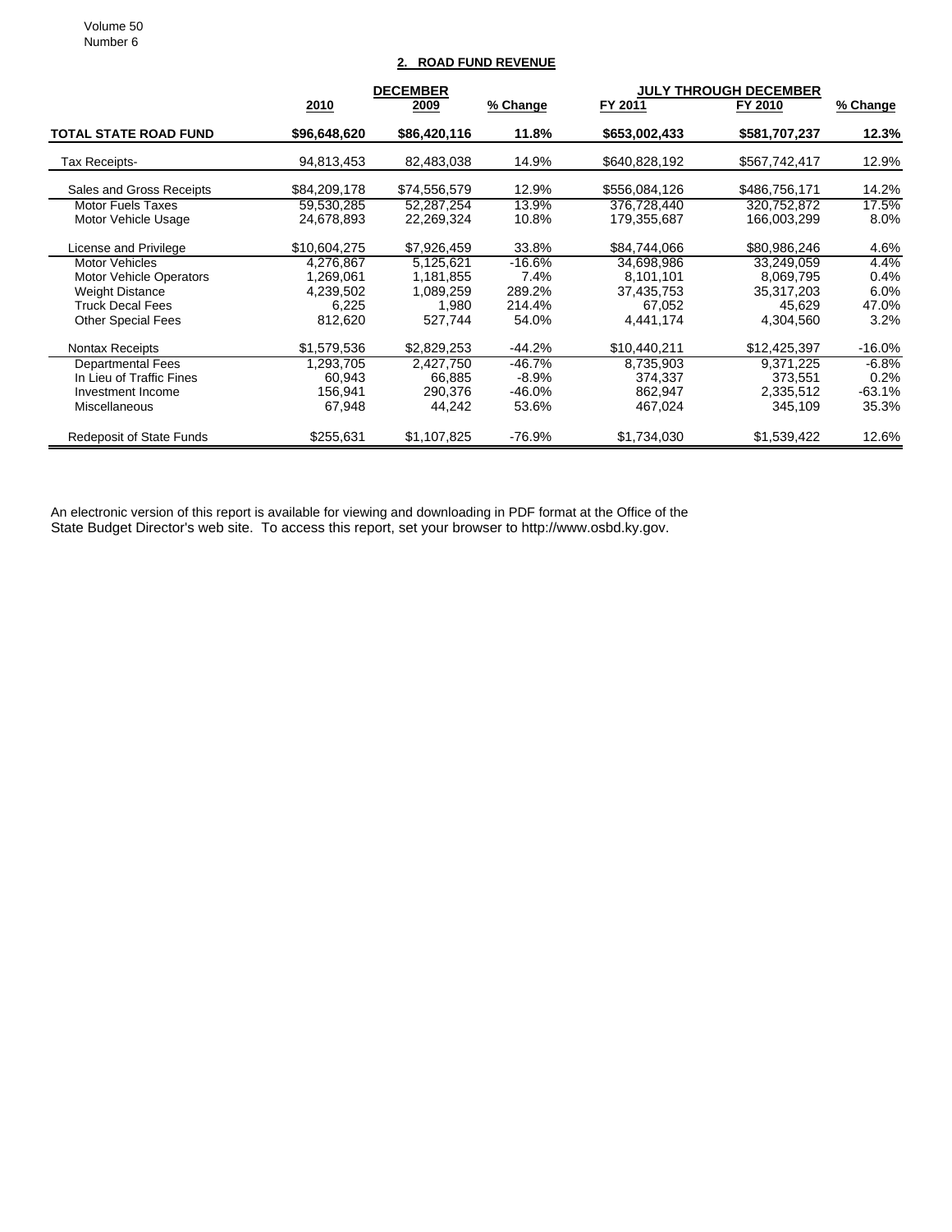## 2. ROAD FUND REVENUE

| | DECEMBER | | | JULY THROUGH DECEMBER | | |
|---|---|---|---|---|---|---|
| | 2010 | 2009 | % Change | FY 2011 | FY 2010 | % Change |
| **TOTAL STATE ROAD FUND** | **$96,648,620** | **$86,420,116** | **11.8%** | **$653,002,433** | **$581,707,237** | **12.3%** |
| Tax Receipts- | 94,813,453 | 82,483,038 | 14.9% | $640,828,192 | $567,742,417 | 12.9% |
| Sales and Gross Receipts | $84,209,178 | $74,556,579 | 12.9% | $556,084,126 | $486,756,171 | 14.2% |
| Motor Fuels Taxes | 59,530,285 | 52,287,254 | 13.9% | 376,728,440 | 320,752,872 | 17.5% |
| Motor Vehicle Usage | 24,678,893 | 22,269,324 | 10.8% | 179,355,687 | 166,003,299 | 8.0% |
| License and Privilege | $10,604,275 | $7,926,459 | 33.8% | $84,744,066 | $80,986,246 | 4.6% |
| Motor Vehicles | 4,276,867 | 5,125,621 | -16.6% | 34,698,986 | 33,249,059 | 4.4% |
| Motor Vehicle Operators | 1,269,061 | 1,181,855 | 7.4% | 8,101,101 | 8,069,795 | 0.4% |
| Weight Distance | 4,239,502 | 1,089,259 | 289.2% | 37,435,753 | 35,317,203 | 6.0% |
| Truck Decal Fees | 6,225 | 1,980 | 214.4% | 67,052 | 45,629 | 47.0% |
| Other Special Fees | 812,620 | 527,744 | 54.0% | 4,441,174 | 4,304,560 | 3.2% |
| Nontax Receipts | $1,579,536 | $2,829,253 | -44.2% | $10,440,211 | $12,425,397 | -16.0% |
| Departmental Fees | 1,293,705 | 2,427,750 | -46.7% | 8,735,903 | 9,371,225 | -6.8% |
| In Lieu of Traffic Fines | 60,943 | 66,885 | -8.9% | 374,337 | 373,551 | 0.2% |
| Investment Income | 156,941 | 290,376 | -46.0% | 862,947 | 2,335,512 | -63.1% |
| Miscellaneous | 67,948 | 44,242 | 53.6% | 467,024 | 345,109 | 35.3% |
| Redeposit of State Funds | $255,631 | $1,107,825 | -76.9% | $1,734,030 | $1,539,422 | 12.6% |

An electronic version of this report is available for viewing and downloading in PDF format at the Office of the State Budget Director's web site. To access this report, set your browser to http://www.osbd.ky.gov.